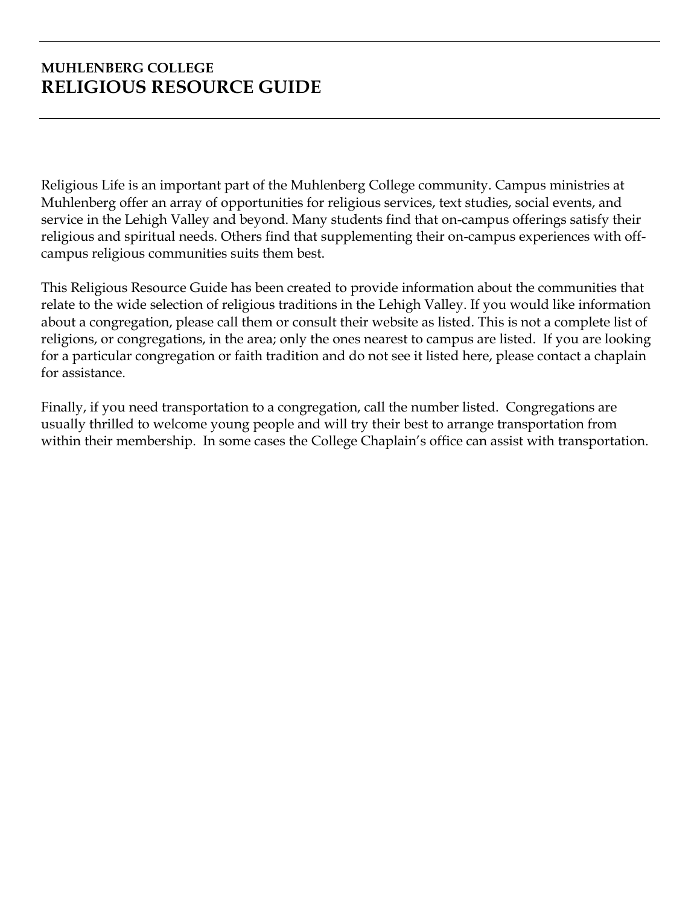**MUHLENBERG COLLEGE**

# RELIGIOUS RESOURCE GUIDE

Religious Life is an important part of the Muhlenberg College community. Campus ministries at Muhlenberg offer an array of opportunities for religious services, text studies, social events, and service in the Lehigh Valley and beyond. Many students find that on-campus offerings satisfy their religious and spiritual needs. Others find that supplementing their on-campus experiences with off-campus religious communities suits them best.

This Religious Resource Guide has been created to provide information about the communities that relate to the wide selection of religious traditions in the Lehigh Valley. If you would like information about a congregation, please call them or consult their website as listed. This is not a complete list of religions, or congregations, in the area; only the ones nearest to campus are listed. If you are looking for a particular congregation or faith tradition and do not see it listed here, please contact a chaplain for assistance.

Finally, if you need transportation to a congregation, call the number listed. Congregations are usually thrilled to welcome young people and will try their best to arrange transportation from within their membership. In some cases the College Chaplain's office can assist with transportation.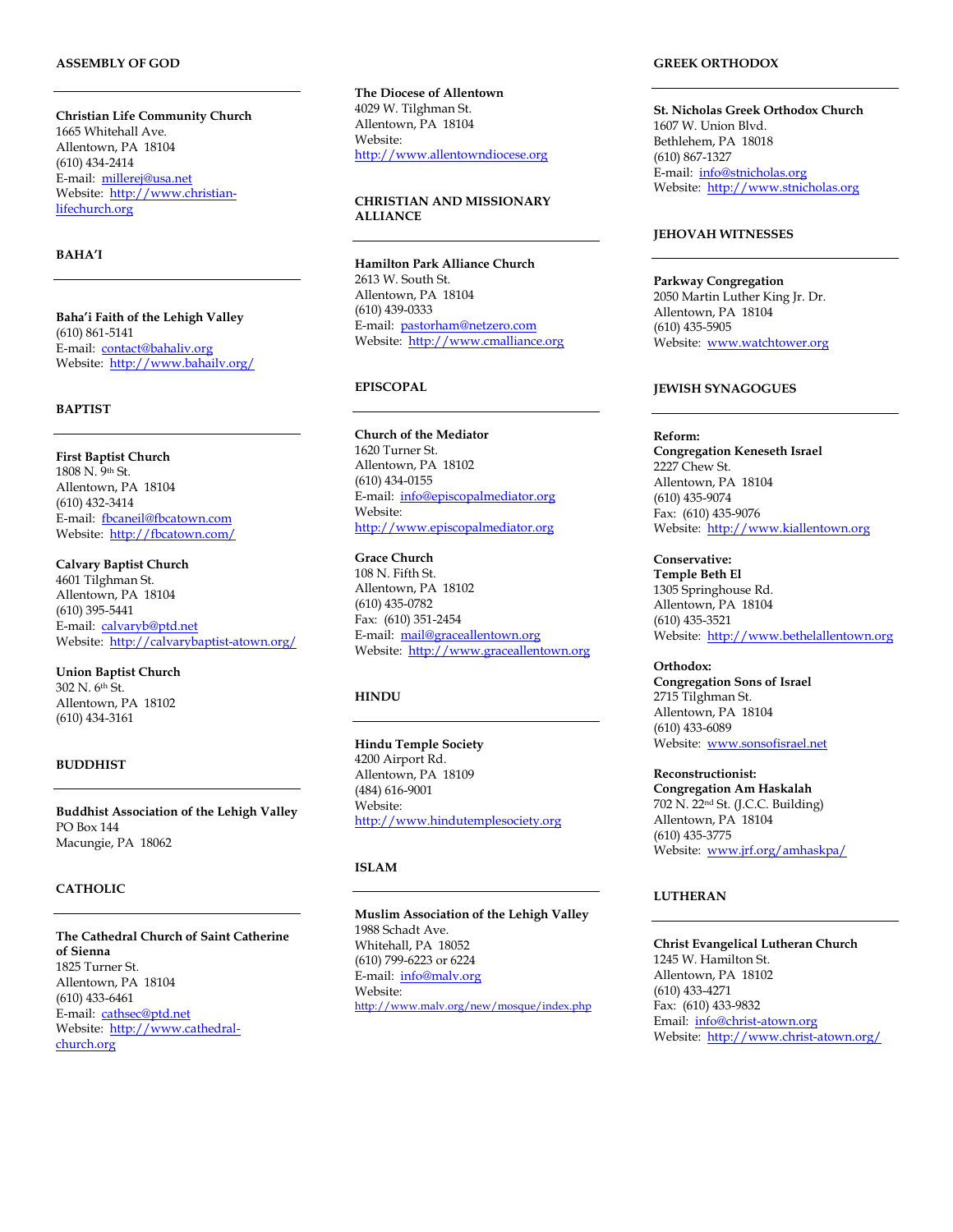## ASSEMBLY OF GOD

**Christian Life Community Church**
1665 Whitehall Ave.
Allentown, PA 18104
(610) 434-2414
E-mail: millerej@usa.net
Website: http://www.christian-lifechurch.org

## BAHA'I

**Baha'i Faith of the Lehigh Valley**
(610) 861-5141
E-mail: contact@bahaliv.org
Website: http://www.bahailv.org/

## BAPTIST

**First Baptist Church**
1808 N. 9th St.
Allentown, PA 18104
(610) 432-3414
E-mail: fbcaneil@fbcatown.com
Website: http://fbcatown.com/

**Calvary Baptist Church**
4601 Tilghman St.
Allentown, PA 18104
(610) 395-5441
E-mail: calvaryb@ptd.net
Website: http://calvarybaptist-atown.org/

**Union Baptist Church**
302 N. 6th St.
Allentown, PA 18102
(610) 434-3161

## BUDDHIST

**Buddhist Association of the Lehigh Valley**
PO Box 144
Macungie, PA 18062

## CATHOLIC

**The Cathedral Church of Saint Catherine of Sienna**
1825 Turner St.
Allentown, PA 18104
(610) 433-6461
E-mail: cathsec@ptd.net
Website: http://www.cathedral-church.org

**The Diocese of Allentown**
4029 W. Tilghman St.
Allentown, PA 18104
Website:
http://www.allentowndiocese.org

## CHRISTIAN AND MISSIONARY ALLIANCE

**Hamilton Park Alliance Church**
2613 W. South St.
Allentown, PA 18104
(610) 439-0333
E-mail: pastorham@netzero.com
Website: http://www.cmalliance.org

## EPISCOPAL

**Church of the Mediator**
1620 Turner St.
Allentown, PA 18102
(610) 434-0155
E-mail: info@episcopalmediator.org
Website:
http://www.episcopalmediator.org

**Grace Church**
108 N. Fifth St.
Allentown, PA 18102
(610) 435-0782
Fax: (610) 351-2454
E-mail: mail@graceallentown.org
Website: http://www.graceallentown.org

## HINDU

**Hindu Temple Society**
4200 Airport Rd.
Allentown, PA 18109
(484) 616-9001
Website:
http://www.hindutemplesociety.org

## ISLAM

**Muslim Association of the Lehigh Valley**
1988 Schadt Ave.
Whitehall, PA 18052
(610) 799-6223 or 6224
E-mail: info@malv.org
Website:
http://www.malv.org/new/mosque/index.php

## GREEK ORTHODOX

**St. Nicholas Greek Orthodox Church**
1607 W. Union Blvd.
Bethlehem, PA 18018
(610) 867-1327
E-mail: info@stnicholas.org
Website: http://www.stnicholas.org

## JEHOVAH WITNESSES

**Parkway Congregation**
2050 Martin Luther King Jr. Dr.
Allentown, PA 18104
(610) 435-5905
Website: www.watchtower.org

## JEWISH SYNAGOGUES

**Reform:**
**Congregation Keneseth Israel**
2227 Chew St.
Allentown, PA 18104
(610) 435-9074
Fax: (610) 435-9076
Website: http://www.kiallentown.org

**Conservative:**
**Temple Beth El**
1305 Springhouse Rd.
Allentown, PA 18104
(610) 435-3521
Website: http://www.bethelallentown.org

**Orthodox:**
**Congregation Sons of Israel**
2715 Tilghman St.
Allentown, PA 18104
(610) 433-6089
Website: www.sonsofisrael.net

**Reconstructionist:**
**Congregation Am Haskalah**
702 N. 22nd St. (J.C.C. Building)
Allentown, PA 18104
(610) 435-3775
Website: www.jrf.org/amhaskpa/

## LUTHERAN

**Christ Evangelical Lutheran Church**
1245 W. Hamilton St.
Allentown, PA 18102
(610) 433-4271
Fax: (610) 433-9832
Email: info@christ-atown.org
Website: http://www.christ-atown.org/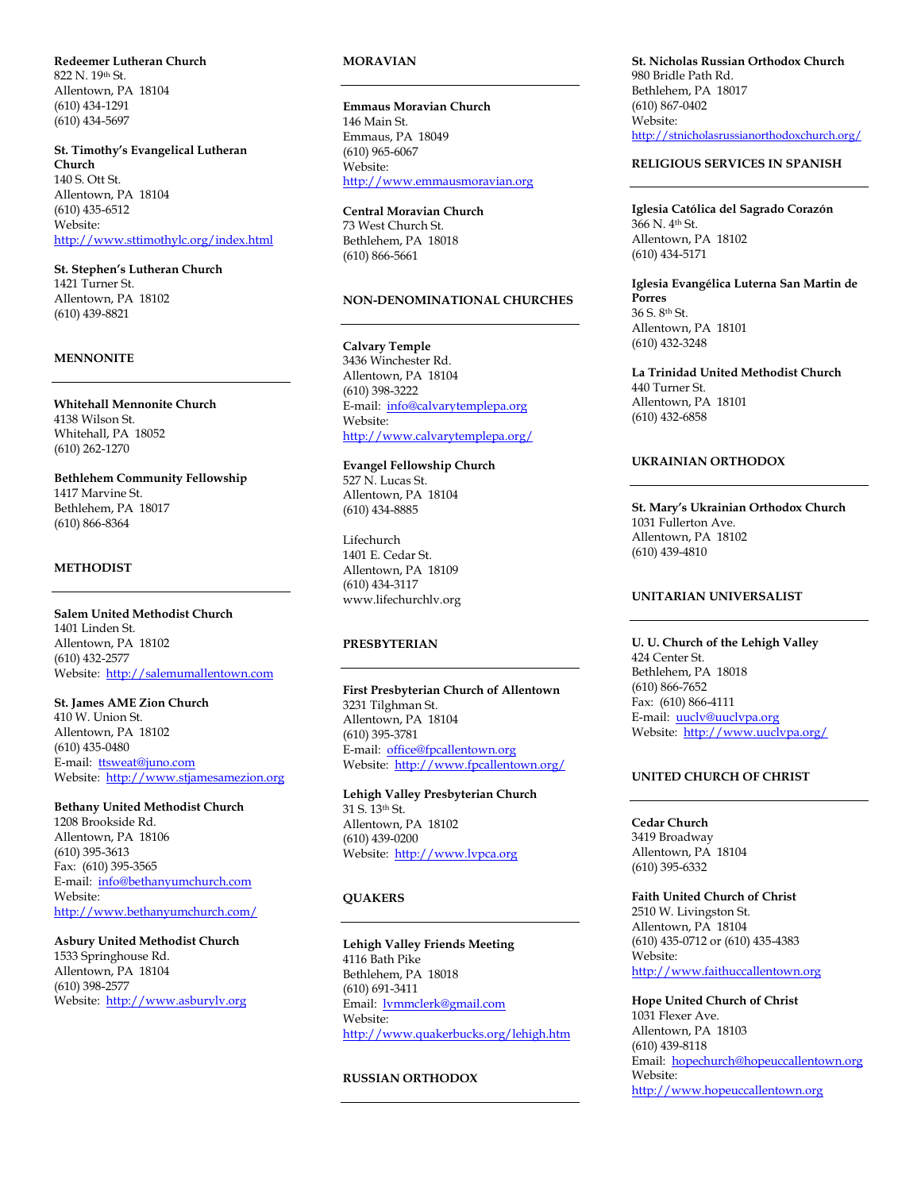**Redeemer Lutheran Church**
822 N. 19th St.
Allentown, PA 18104
(610) 434-1291
(610) 434-5697

**St. Timothy's Evangelical Lutheran Church**
140 S. Ott St.
Allentown, PA 18104
(610) 435-6512
Website:
http://www.sttimothylc.org/index.html

**St. Stephen's Lutheran Church**
1421 Turner St.
Allentown, PA 18102
(610) 439-8821

## MENNONITE

**Whitehall Mennonite Church**
4138 Wilson St.
Whitehall, PA 18052
(610) 262-1270

**Bethlehem Community Fellowship**
1417 Marvine St.
Bethlehem, PA 18017
(610) 866-8364

## METHODIST

**Salem United Methodist Church**
1401 Linden St.
Allentown, PA 18102
(610) 432-2577
Website: http://salemumallentown.com

**St. James AME Zion Church**
410 W. Union St.
Allentown, PA 18102
(610) 435-0480
E-mail: ttsweat@juno.com
Website: http://www.stjamesamezion.org

**Bethany United Methodist Church**
1208 Brookside Rd.
Allentown, PA 18106
(610) 395-3613
Fax: (610) 395-3565
E-mail: info@bethanyumchurch.com
Website:
http://www.bethanyumchurch.com/

**Asbury United Methodist Church**
1533 Springhouse Rd.
Allentown, PA 18104
(610) 398-2577
Website: http://www.asburylv.org

## MORAVIAN

**Emmaus Moravian Church**
146 Main St.
Emmaus, PA 18049
(610) 965-6067
Website:
http://www.emmausmoravian.org

**Central Moravian Church**
73 West Church St.
Bethlehem, PA 18018
(610) 866-5661

## NON-DENOMINATIONAL CHURCHES

**Calvary Temple**
3436 Winchester Rd.
Allentown, PA 18104
(610) 398-3222
E-mail: info@calvarytemplepa.org
Website:
http://www.calvarytemplepa.org/

**Evangel Fellowship Church**
527 N. Lucas St.
Allentown, PA 18104
(610) 434-8885

Lifechurch
1401 E. Cedar St.
Allentown, PA 18109
(610) 434-3117
www.lifechurchlv.org

## PRESBYTERIAN

**First Presbyterian Church of Allentown**
3231 Tilghman St.
Allentown, PA 18104
(610) 395-3781
E-mail: office@fpcallentown.org
Website: http://www.fpcallentown.org/

**Lehigh Valley Presbyterian Church**
31 S. 13th St.
Allentown, PA 18102
(610) 439-0200
Website: http://www.lvpca.org

## QUAKERS

**Lehigh Valley Friends Meeting**
4116 Bath Pike
Bethlehem, PA 18018
(610) 691-3411
Email: lvmmclerk@gmail.com
Website:
http://www.quakerbucks.org/lehigh.htm

## RUSSIAN ORTHODOX

**St. Nicholas Russian Orthodox Church**
980 Bridle Path Rd.
Bethlehem, PA 18017
(610) 867-0402
Website:
http://stnicholasrussianorthodoxchurch.org/

## RELIGIOUS SERVICES IN SPANISH

**Iglesia Católica del Sagrado Corazón**
366 N. 4th St.
Allentown, PA 18102
(610) 434-5171

**Iglesia Evangélica Luterna San Martin de Porres**
36 S. 8th St.
Allentown, PA 18101
(610) 432-3248

**La Trinidad United Methodist Church**
440 Turner St.
Allentown, PA 18101
(610) 432-6858

## UKRAINIAN ORTHODOX

**St. Mary's Ukrainian Orthodox Church**
1031 Fullerton Ave.
Allentown, PA 18102
(610) 439-4810

## UNITARIAN UNIVERSALIST

**U. U. Church of the Lehigh Valley**
424 Center St.
Bethlehem, PA 18018
(610) 866-7652
Fax: (610) 866-4111
E-mail: uuclv@uuclvpa.org
Website: http://www.uuclvpa.org/

## UNITED CHURCH OF CHRIST

**Cedar Church**
3419 Broadway
Allentown, PA 18104
(610) 395-6332

**Faith United Church of Christ**
2510 W. Livingston St.
Allentown, PA 18104
(610) 435-0712 or (610) 435-4383
Website:
http://www.faithuccallentown.org

**Hope United Church of Christ**
1031 Flexer Ave.
Allentown, PA 18103
(610) 439-8118
Email: hopechurch@hopeuccallentown.org
Website:
http://www.hopeuccallentown.org